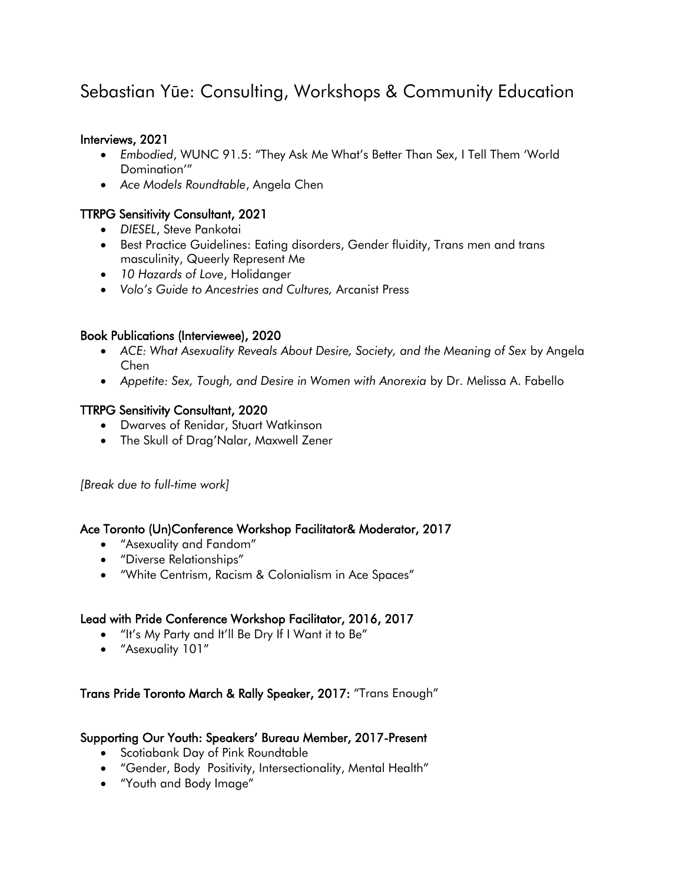# Sebastian Yūe: Consulting, Workshops & Community Education

## Interviews, 2021

- *Embodied*, WUNC 91.5: "They Ask Me What's Better Than Sex, I Tell Them 'World Domination'"
- *Ace Models Roundtable*, Angela Chen

## TTRPG Sensitivity Consultant, 2021

- *DIESEL*, Steve Pankotai
- Best Practice Guidelines: Eating disorders, Gender fluidity, Trans men and trans masculinity, Queerly Represent Me
- *10 Hazards of Love*, Holidanger
- *Volo's Guide to Ancestries and Cultures,* Arcanist Press

## Book Publications (Interviewee), 2020

- *ACE: What Asexuality Reveals About Desire, Society, and the Meaning of Sex* by Angela Chen
- *Appetite: Sex, Tough, and Desire in Women with Anorexia* by Dr. Melissa A. Fabello

## TTRPG Sensitivity Consultant, 2020

- Dwarves of Renidar, Stuart Watkinson
- The Skull of Drag'Nalar, Maxwell Zener

*[Break due to full-time work]*

## Ace Toronto (Un)Conference Workshop Facilitator& Moderator, 2017

- "Asexuality and Fandom"
- "Diverse Relationships"
- "White Centrism, Racism & Colonialism in Ace Spaces"

## Lead with Pride Conference Workshop Facilitator, 2016, 2017

- "It's My Party and It'll Be Dry If I Want it to Be"
- "Asexuality 101"

**Trans Pride Toronto March & Rally Speaker, 2017:** "Trans Enough"

## Supporting Our Youth: Speakers' Bureau Member, 2017-Present

- Scotiabank Day of Pink Roundtable
- "Gender, Body Positivity, Intersectionality, Mental Health"
- "Youth and Body Image"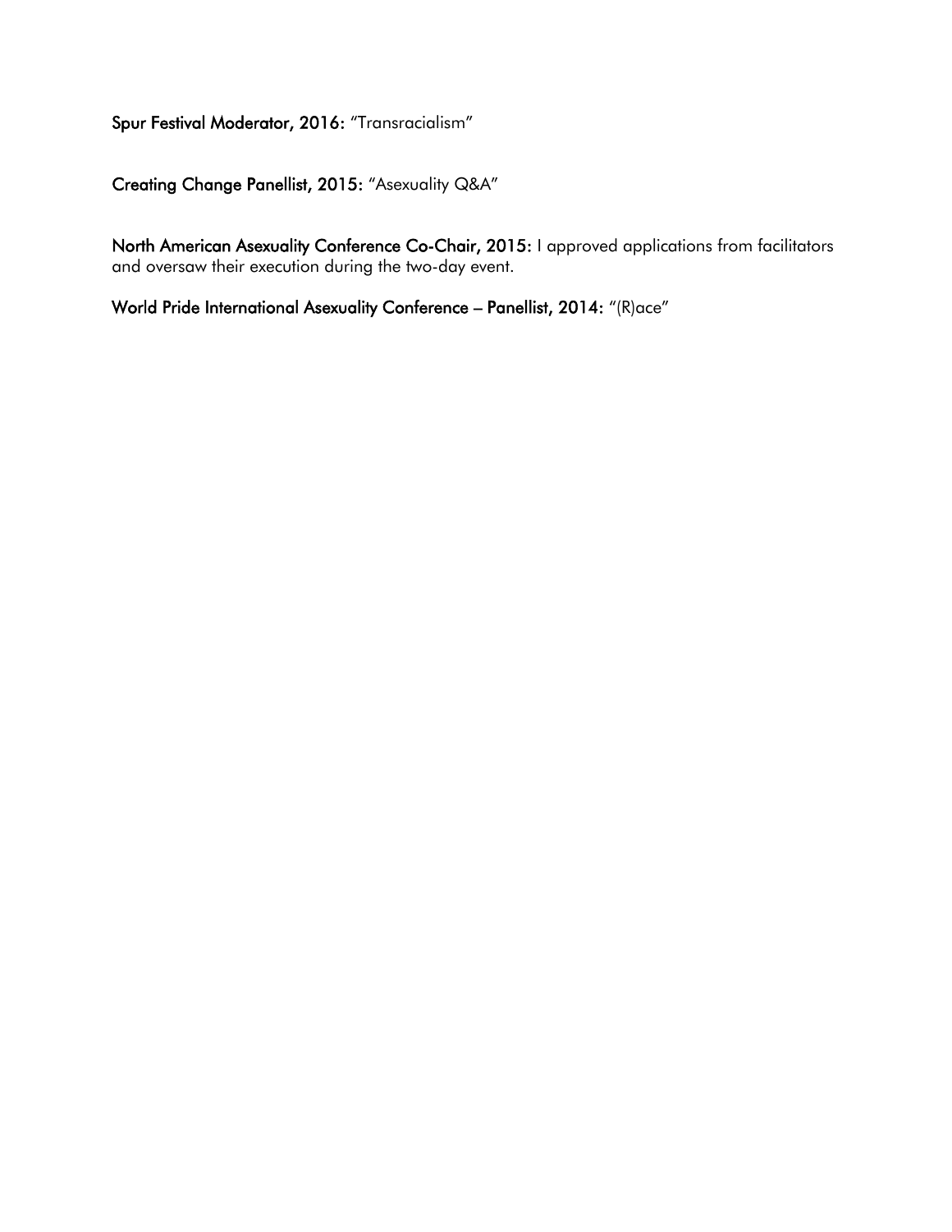**Spur Festival Moderator, 2016:** "Transracialism"

**Creating Change Panellist, 2015:** "Asexuality Q&A"

**North American Asexuality Conference Co-Chair, 2015:** I approved applications from facilitators and oversaw their execution during the two-day event.

**World Pride International Asexuality Conference – Panellist, 2014:** "(R)ace"